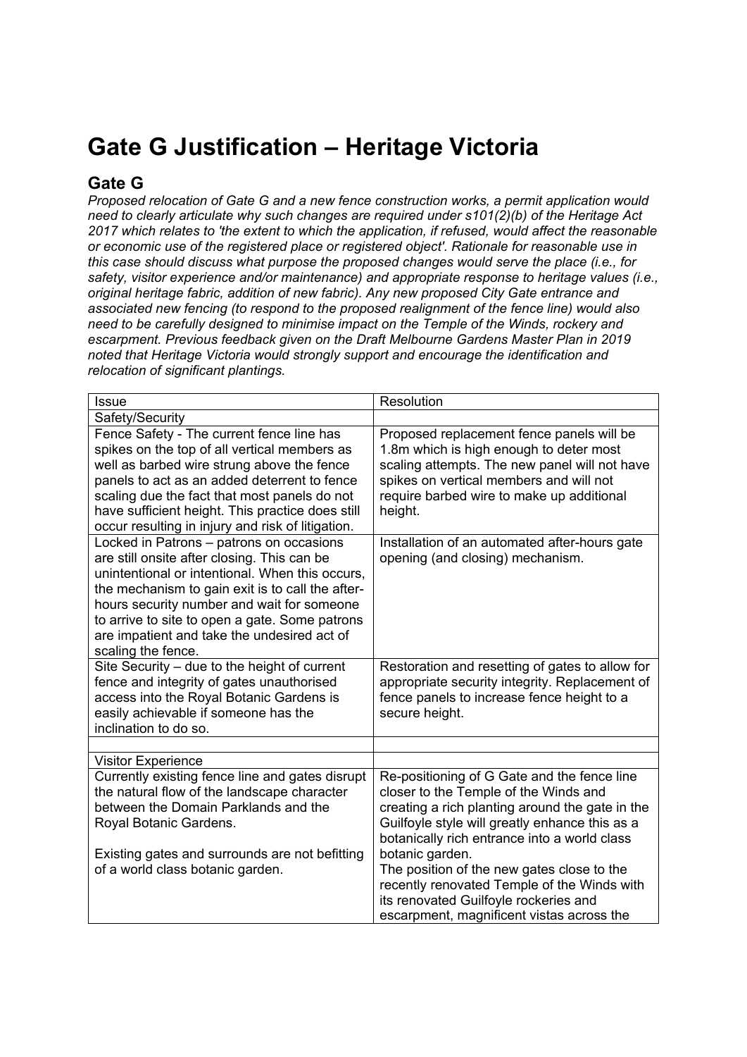# Gate G Justification – Heritage Victoria

## Gate G

*Proposed relocation of Gate G and a new fence construction works, a permit application would need to clearly articulate why such changes are required under s101(2)(b) of the Heritage Act 2017 which relates to 'the extent to which the application, if refused, would affect the reasonable or economic use of the registered place or registered object'. Rationale for reasonable use in this case should discuss what purpose the proposed changes would serve the place (i.e., for safety, visitor experience and/or maintenance) and appropriate response to heritage values (i.e., original heritage fabric, addition of new fabric). Any new proposed City Gate entrance and associated new fencing (to respond to the proposed realignment of the fence line) would also need to be carefully designed to minimise impact on the Temple of the Winds, rockery and escarpment. Previous feedback given on the Draft Melbourne Gardens Master Plan in 2019 noted that Heritage Victoria would strongly support and encourage the identification and relocation of significant plantings.*

| Issue | Resolution |
|---|---|
| Safety/Security | |
| Fence Safety - The current fence line has spikes on the top of all vertical members as well as barbed wire strung above the fence panels to act as an added deterrent to fence scaling due the fact that most panels do not have sufficient height. This practice does still occur resulting in injury and risk of litigation. | Proposed replacement fence panels will be 1.8m which is high enough to deter most scaling attempts. The new panel will not have spikes on vertical members and will not require barbed wire to make up additional height. |
| Locked in Patrons – patrons on occasions are still onsite after closing. This can be unintentional or intentional. When this occurs, the mechanism to gain exit is to call the after-hours security number and wait for someone to arrive to site to open a gate. Some patrons are impatient and take the undesired act of scaling the fence. | Installation of an automated after-hours gate opening (and closing) mechanism. |
| Site Security – due to the height of current fence and integrity of gates unauthorised access into the Royal Botanic Gardens is easily achievable if someone has the inclination to do so. | Restoration and resetting of gates to allow for appropriate security integrity. Replacement of fence panels to increase fence height to a secure height. |
| | |
| Visitor Experience | |
| Currently existing fence line and gates disrupt the natural flow of the landscape character between the Domain Parklands and the Royal Botanic Gardens.<br><br>Existing gates and surrounds are not befitting of a world class botanic garden. | Re-positioning of G Gate and the fence line closer to the Temple of the Winds and creating a rich planting around the gate in the Guilfoyle style will greatly enhance this as a botanically rich entrance into a world class botanic garden.<br>The position of the new gates close to the recently renovated Temple of the Winds with its renovated Guilfoyle rockeries and escarpment, magnificent vistas across the |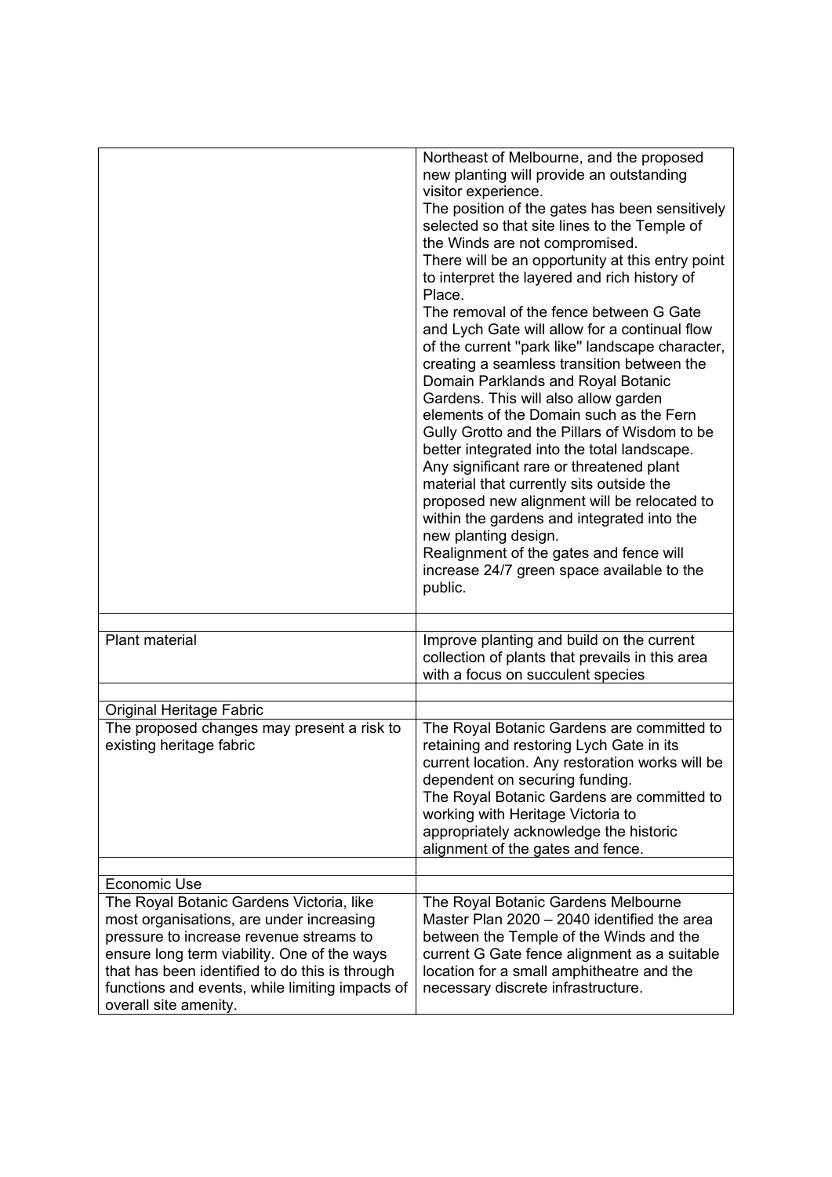| | |
|---|---|
| | Northeast of Melbourne, and the proposed new planting will provide an outstanding visitor experience.<br>The position of the gates has been sensitively selected so that site lines to the Temple of the Winds are not compromised.<br>There will be an opportunity at this entry point to interpret the layered and rich history of Place.<br>The removal of the fence between G Gate and Lych Gate will allow for a continual flow of the current "park like" landscape character, creating a seamless transition between the Domain Parklands and Royal Botanic Gardens. This will also allow garden elements of the Domain such as the Fern Gully Grotto and the Pillars of Wisdom to be better integrated into the total landscape.<br>Any significant rare or threatened plant material that currently sits outside the proposed new alignment will be relocated to within the gardens and integrated into the new planting design.<br>Realignment of the gates and fence will increase 24/7 green space available to the public. |
| | |
| Plant material | Improve planting and build on the current collection of plants that prevails in this area with a focus on succulent species |
| | |
| Original Heritage Fabric | |
| The proposed changes may present a risk to existing heritage fabric | The Royal Botanic Gardens are committed to retaining and restoring Lych Gate in its current location. Any restoration works will be dependent on securing funding.<br>The Royal Botanic Gardens are committed to working with Heritage Victoria to appropriately acknowledge the historic alignment of the gates and fence. |
| | |
| Economic Use | |
| The Royal Botanic Gardens Victoria, like most organisations, are under increasing pressure to increase revenue streams to ensure long term viability. One of the ways that has been identified to do this is through functions and events, while limiting impacts of overall site amenity. | The Royal Botanic Gardens Melbourne Master Plan 2020 – 2040 identified the area between the Temple of the Winds and the current G Gate fence alignment as a suitable location for a small amphitheatre and the necessary discrete infrastructure. |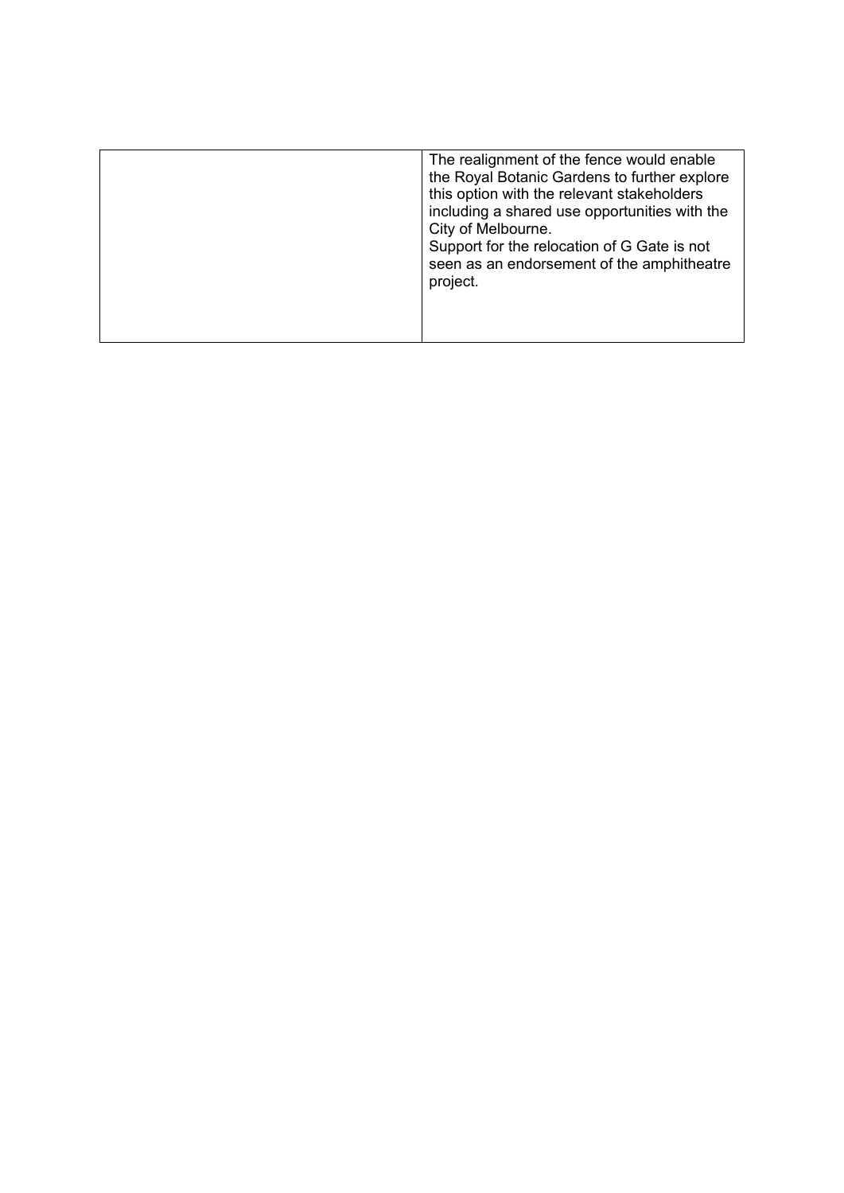| | |
|---|---|
| | The realignment of the fence would enable the Royal Botanic Gardens to further explore this option with the relevant stakeholders including a shared use opportunities with the City of Melbourne.<br>Support for the relocation of G Gate is not seen as an endorsement of the amphitheatre project. |